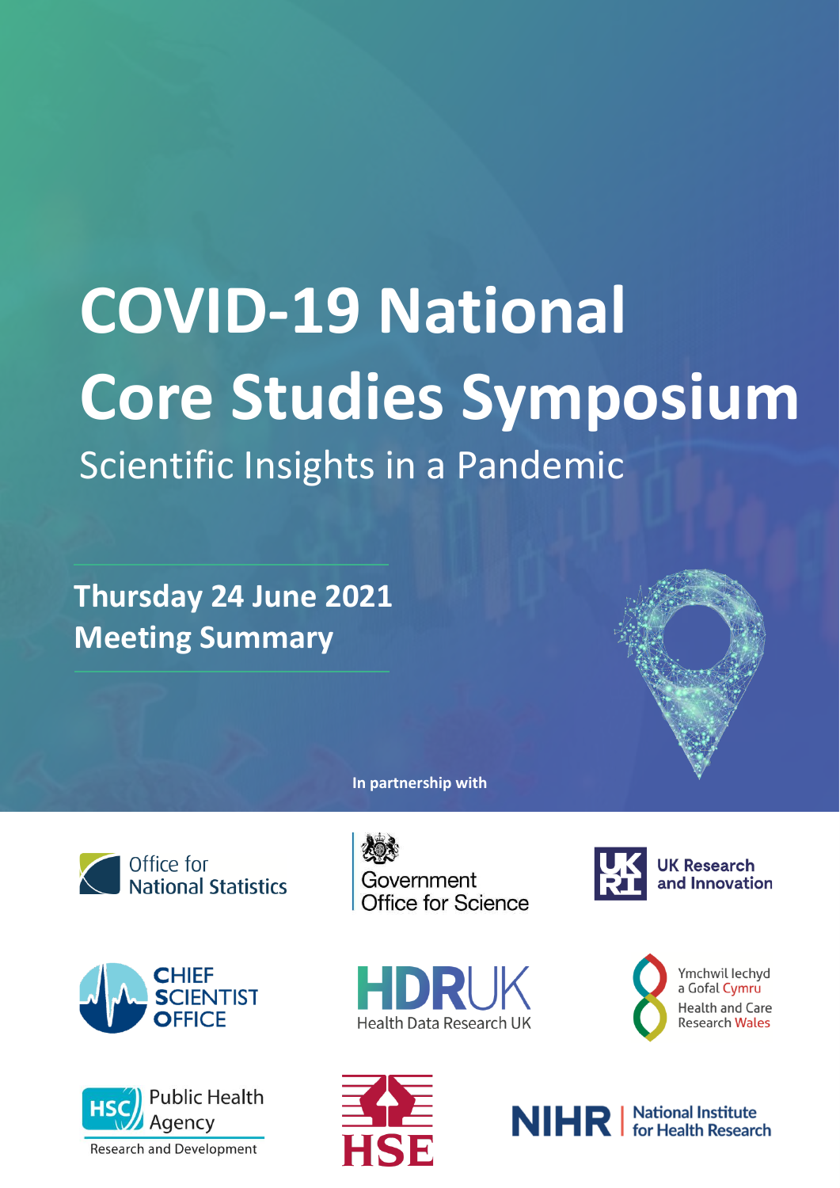# COVID-19 National Core Studies Symposium

## Scientific Insights in a Pandemic

**Thursday 24 June 2021**
**Meeting Summary**

**In partnership with**

Office for National Statistics

Government Office for Science

UK Research and Innovation

Chief Scientist Office

HDRUK Health Data Research UK

Ymchwil Iechyd a Gofal Cymru
Health and Care Research Wales

HSC Public Health Agency
Research and Development

HSE

NIHR | National Institute for Health Research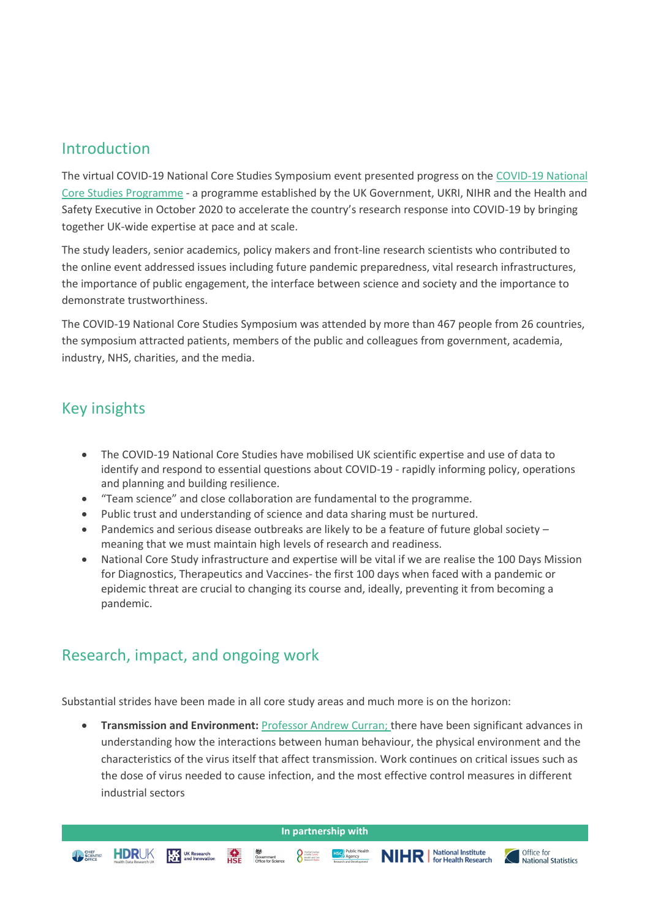## Introduction

The virtual COVID-19 National Core Studies Symposium event presented progress on the COVID-19 National Core Studies Programme - a programme established by the UK Government, UKRI, NIHR and the Health and Safety Executive in October 2020 to accelerate the country's research response into COVID-19 by bringing together UK-wide expertise at pace and at scale.

The study leaders, senior academics, policy makers and front-line research scientists who contributed to the online event addressed issues including future pandemic preparedness, vital research infrastructures, the importance of public engagement, the interface between science and society and the importance to demonstrate trustworthiness.

The COVID-19 National Core Studies Symposium was attended by more than 467 people from 26 countries, the symposium attracted patients, members of the public and colleagues from government, academia, industry, NHS, charities, and the media.

## Key insights

- The COVID-19 National Core Studies have mobilised UK scientific expertise and use of data to identify and respond to essential questions about COVID-19 - rapidly informing policy, operations and planning and building resilience.
- "Team science" and close collaboration are fundamental to the programme.
- Public trust and understanding of science and data sharing must be nurtured.
- Pandemics and serious disease outbreaks are likely to be a feature of future global society – meaning that we must maintain high levels of research and readiness.
- National Core Study infrastructure and expertise will be vital if we are realise the 100 Days Mission for Diagnostics, Therapeutics and Vaccines- the first 100 days when faced with a pandemic or epidemic threat are crucial to changing its course and, ideally, preventing it from becoming a pandemic.

## Research, impact, and ongoing work

Substantial strides have been made in all core study areas and much more is on the horizon:

- **Transmission and Environment:** Professor Andrew Curran; there have been significant advances in understanding how the interactions between human behaviour, the physical environment and the characteristics of the virus itself that affect transmission. Work continues on critical issues such as the dose of virus needed to cause infection, and the most effective control measures in different industrial sectors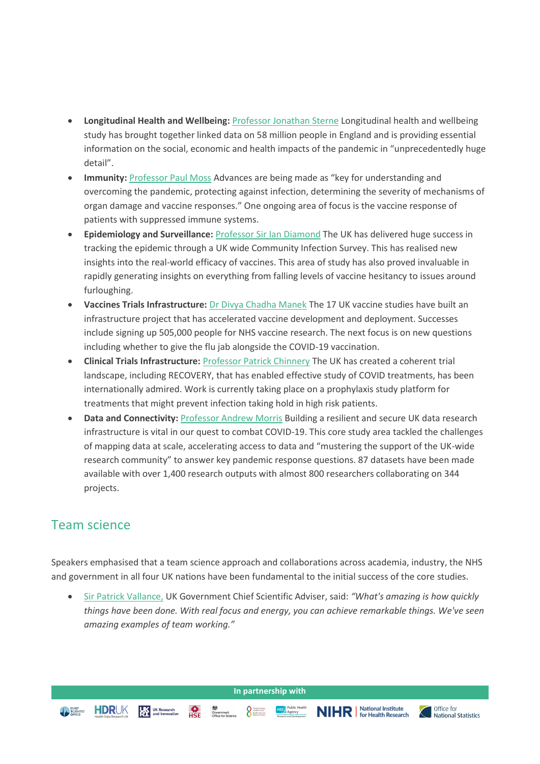- **Longitudinal Health and Wellbeing:** Professor Jonathan Sterne Longitudinal health and wellbeing study has brought together linked data on 58 million people in England and is providing essential information on the social, economic and health impacts of the pandemic in "unprecedentedly huge detail".
- **Immunity:** Professor Paul Moss Advances are being made as "key for understanding and overcoming the pandemic, protecting against infection, determining the severity of mechanisms of organ damage and vaccine responses." One ongoing area of focus is the vaccine response of patients with suppressed immune systems.
- **Epidemiology and Surveillance:** Professor Sir Ian Diamond The UK has delivered huge success in tracking the epidemic through a UK wide Community Infection Survey. This has realised new insights into the real-world efficacy of vaccines. This area of study has also proved invaluable in rapidly generating insights on everything from falling levels of vaccine hesitancy to issues around furloughing.
- **Vaccines Trials Infrastructure:** Dr Divya Chadha Manek The 17 UK vaccine studies have built an infrastructure project that has accelerated vaccine development and deployment. Successes include signing up 505,000 people for NHS vaccine research. The next focus is on new questions including whether to give the flu jab alongside the COVID-19 vaccination.
- **Clinical Trials Infrastructure:** Professor Patrick Chinnery The UK has created a coherent trial landscape, including RECOVERY, that has enabled effective study of COVID treatments, has been internationally admired. Work is currently taking place on a prophylaxis study platform for treatments that might prevent infection taking hold in high risk patients.
- **Data and Connectivity:** Professor Andrew Morris Building a resilient and secure UK data research infrastructure is vital in our quest to combat COVID-19. This core study area tackled the challenges of mapping data at scale, accelerating access to data and "mustering the support of the UK-wide research community" to answer key pandemic response questions. 87 datasets have been made available with over 1,400 research outputs with almost 800 researchers collaborating on 344 projects.

## Team science

Speakers emphasised that a team science approach and collaborations across academia, industry, the NHS and government in all four UK nations have been fundamental to the initial success of the core studies.

- Sir Patrick Vallance, UK Government Chief Scientific Adviser, said: *"What's amazing is how quickly things have been done. With real focus and energy, you can achieve remarkable things. We've seen amazing examples of team working."*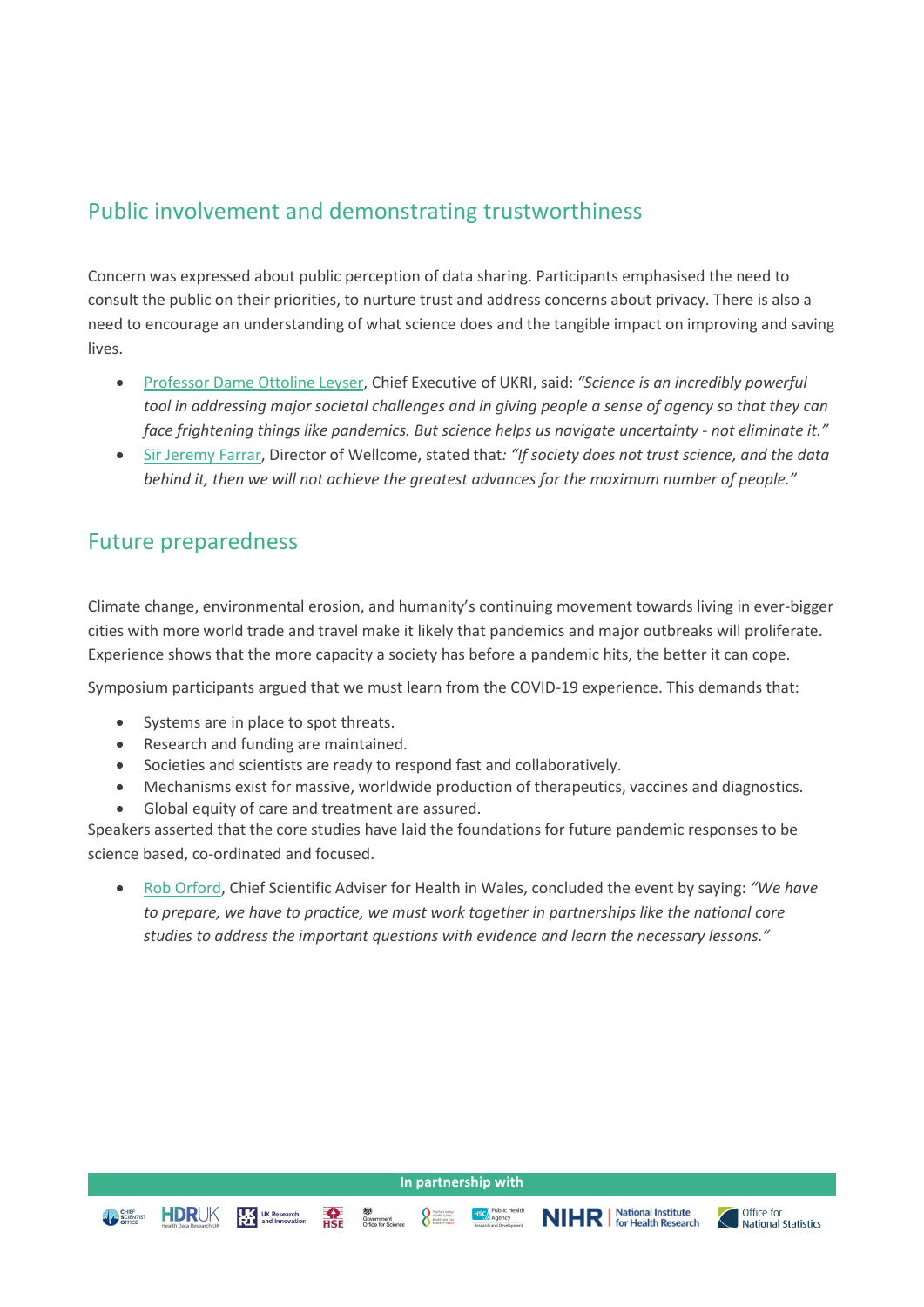## Public involvement and demonstrating trustworthiness

Concern was expressed about public perception of data sharing. Participants emphasised the need to consult the public on their priorities, to nurture trust and address concerns about privacy. There is also a need to encourage an understanding of what science does and the tangible impact on improving and saving lives.

- Professor Dame Ottoline Leyser, Chief Executive of UKRI, said: *"Science is an incredibly powerful tool in addressing major societal challenges and in giving people a sense of agency so that they can face frightening things like pandemics. But science helps us navigate uncertainty - not eliminate it."*
- Sir Jeremy Farrar, Director of Wellcome, stated that*: "If society does not trust science, and the data behind it, then we will not achieve the greatest advances for the maximum number of people."*

## Future preparedness

Climate change, environmental erosion, and humanity's continuing movement towards living in ever-bigger cities with more world trade and travel make it likely that pandemics and major outbreaks will proliferate. Experience shows that the more capacity a society has before a pandemic hits, the better it can cope.

Symposium participants argued that we must learn from the COVID-19 experience. This demands that:

- Systems are in place to spot threats.
- Research and funding are maintained.
- Societies and scientists are ready to respond fast and collaboratively.
- Mechanisms exist for massive, worldwide production of therapeutics, vaccines and diagnostics.
- Global equity of care and treatment are assured.

Speakers asserted that the core studies have laid the foundations for future pandemic responses to be science based, co-ordinated and focused.

- Rob Orford, Chief Scientific Adviser for Health in Wales, concluded the event by saying: *"We have to prepare, we have to practice, we must work together in partnerships like the national core studies to address the important questions with evidence and learn the necessary lessons."*

**In partnership with**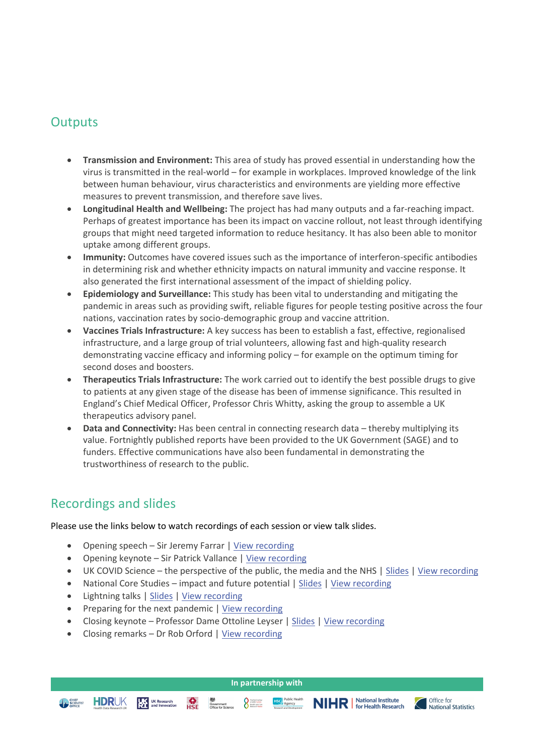## Outputs

- **Transmission and Environment:** This area of study has proved essential in understanding how the virus is transmitted in the real-world – for example in workplaces. Improved knowledge of the link between human behaviour, virus characteristics and environments are yielding more effective measures to prevent transmission, and therefore save lives.
- **Longitudinal Health and Wellbeing:** The project has had many outputs and a far-reaching impact. Perhaps of greatest importance has been its impact on vaccine rollout, not least through identifying groups that might need targeted information to reduce hesitancy. It has also been able to monitor uptake among different groups.
- **Immunity:** Outcomes have covered issues such as the importance of interferon-specific antibodies in determining risk and whether ethnicity impacts on natural immunity and vaccine response. It also generated the first international assessment of the impact of shielding policy.
- **Epidemiology and Surveillance:** This study has been vital to understanding and mitigating the pandemic in areas such as providing swift, reliable figures for people testing positive across the four nations, vaccination rates by socio-demographic group and vaccine attrition.
- **Vaccines Trials Infrastructure:** A key success has been to establish a fast, effective, regionalised infrastructure, and a large group of trial volunteers, allowing fast and high-quality research demonstrating vaccine efficacy and informing policy – for example on the optimum timing for second doses and boosters.
- **Therapeutics Trials Infrastructure:** The work carried out to identify the best possible drugs to give to patients at any given stage of the disease has been of immense significance. This resulted in England's Chief Medical Officer, Professor Chris Whitty, asking the group to assemble a UK therapeutics advisory panel.
- **Data and Connectivity:** Has been central in connecting research data – thereby multiplying its value. Fortnightly published reports have been provided to the UK Government (SAGE) and to funders. Effective communications have also been fundamental in demonstrating the trustworthiness of research to the public.

## Recordings and slides

Please use the links below to watch recordings of each session or view talk slides.

- Opening speech – Sir Jeremy Farrar | View recording
- Opening keynote – Sir Patrick Vallance | View recording
- UK COVID Science – the perspective of the public, the media and the NHS | Slides | View recording
- National Core Studies – impact and future potential | Slides | View recording
- Lightning talks | Slides | View recording
- Preparing for the next pandemic | View recording
- Closing keynote – Professor Dame Ottoline Leyser | Slides | View recording
- Closing remarks – Dr Rob Orford | View recording

**In partnership with**

Chief Scientist Office | HDRUK Health Data Research UK | UK Research and Innovation | HSE | Government Office for Science | Public Health Agency Research and Development | NIHR National Institute for Health Research | Office for National Statistics